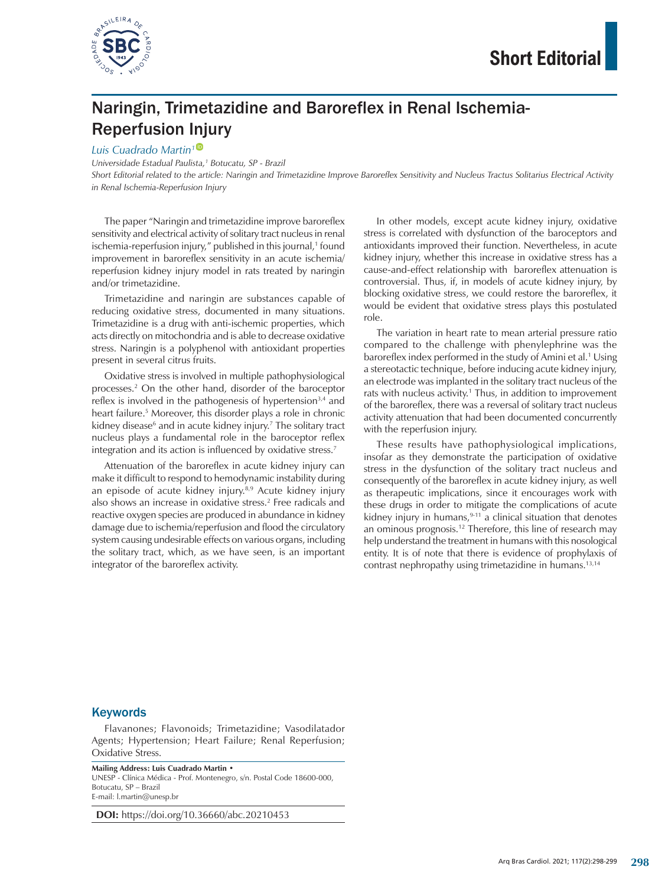Short Editorial

# Naringin, Trimetazidine and Baroreflex in Renal Ischemia-Reperfusion Injury

*Luis Cuadrado Martin*[1]

*Universidade Estadual Paulista,[1] Botucatu, SP - Brazil*

*Short Editorial related to the article: Naringin and Trimetazidine Improve Baroreflex Sensitivity and Nucleus Tractus Solitarius Electrical Activity in Renal Ischemia-Reperfusion Injury*

The paper "Naringin and trimetazidine improve baroreflex sensitivity and electrical activity of solitary tract nucleus in renal ischemia-reperfusion injury," published in this journal,[1] found improvement in baroreflex sensitivity in an acute ischemia/reperfusion kidney injury model in rats treated by naringin and/or trimetazidine.

Trimetazidine and naringin are substances capable of reducing oxidative stress, documented in many situations. Trimetazidine is a drug with anti-ischemic properties, which acts directly on mitochondria and is able to decrease oxidative stress. Naringin is a polyphenol with antioxidant properties present in several citrus fruits.

Oxidative stress is involved in multiple pathophysiological processes.[2] On the other hand, disorder of the baroceptor reflex is involved in the pathogenesis of hypertension[3,4] and heart failure.[5] Moreover, this disorder plays a role in chronic kidney disease[6] and in acute kidney injury.[7] The solitary tract nucleus plays a fundamental role in the baroceptor reflex integration and its action is influenced by oxidative stress.[7]

Attenuation of the baroreflex in acute kidney injury can make it difficult to respond to hemodynamic instability during an episode of acute kidney injury.[8,9] Acute kidney injury also shows an increase in oxidative stress.[2] Free radicals and reactive oxygen species are produced in abundance in kidney damage due to ischemia/reperfusion and flood the circulatory system causing undesirable effects on various organs, including the solitary tract, which, as we have seen, is an important integrator of the baroreflex activity.

In other models, except acute kidney injury, oxidative stress is correlated with dysfunction of the baroceptors and antioxidants improved their function. Nevertheless, in acute kidney injury, whether this increase in oxidative stress has a cause-and-effect relationship with baroreflex attenuation is controversial. Thus, if, in models of acute kidney injury, by blocking oxidative stress, we could restore the baroreflex, it would be evident that oxidative stress plays this postulated role.

The variation in heart rate to mean arterial pressure ratio compared to the challenge with phenylephrine was the baroreflex index performed in the study of Amini et al.[1] Using a stereotactic technique, before inducing acute kidney injury, an electrode was implanted in the solitary tract nucleus of the rats with nucleus activity.[1] Thus, in addition to improvement of the baroreflex, there was a reversal of solitary tract nucleus activity attenuation that had been documented concurrently with the reperfusion injury.

These results have pathophysiological implications, insofar as they demonstrate the participation of oxidative stress in the dysfunction of the solitary tract nucleus and consequently of the baroreflex in acute kidney injury, as well as therapeutic implications, since it encourages work with these drugs in order to mitigate the complications of acute kidney injury in humans,[9-11] a clinical situation that denotes an ominous prognosis.[12] Therefore, this line of research may help understand the treatment in humans with this nosological entity. It is of note that there is evidence of prophylaxis of contrast nephropathy using trimetazidine in humans.[13,14]

## Keywords

Flavanones; Flavonoids; Trimetazidine; Vasodilatador Agents; Hypertension; Heart Failure; Renal Reperfusion; Oxidative Stress.

**Mailing Address: Luis Cuadrado Martin •**
UNESP - Clínica Médica - Prof. Montenegro, s/n. Postal Code 18600-000, Botucatu, SP – Brazil
E-mail: l.martin@unesp.br

**DOI:** https://doi.org/10.36660/abc.20210453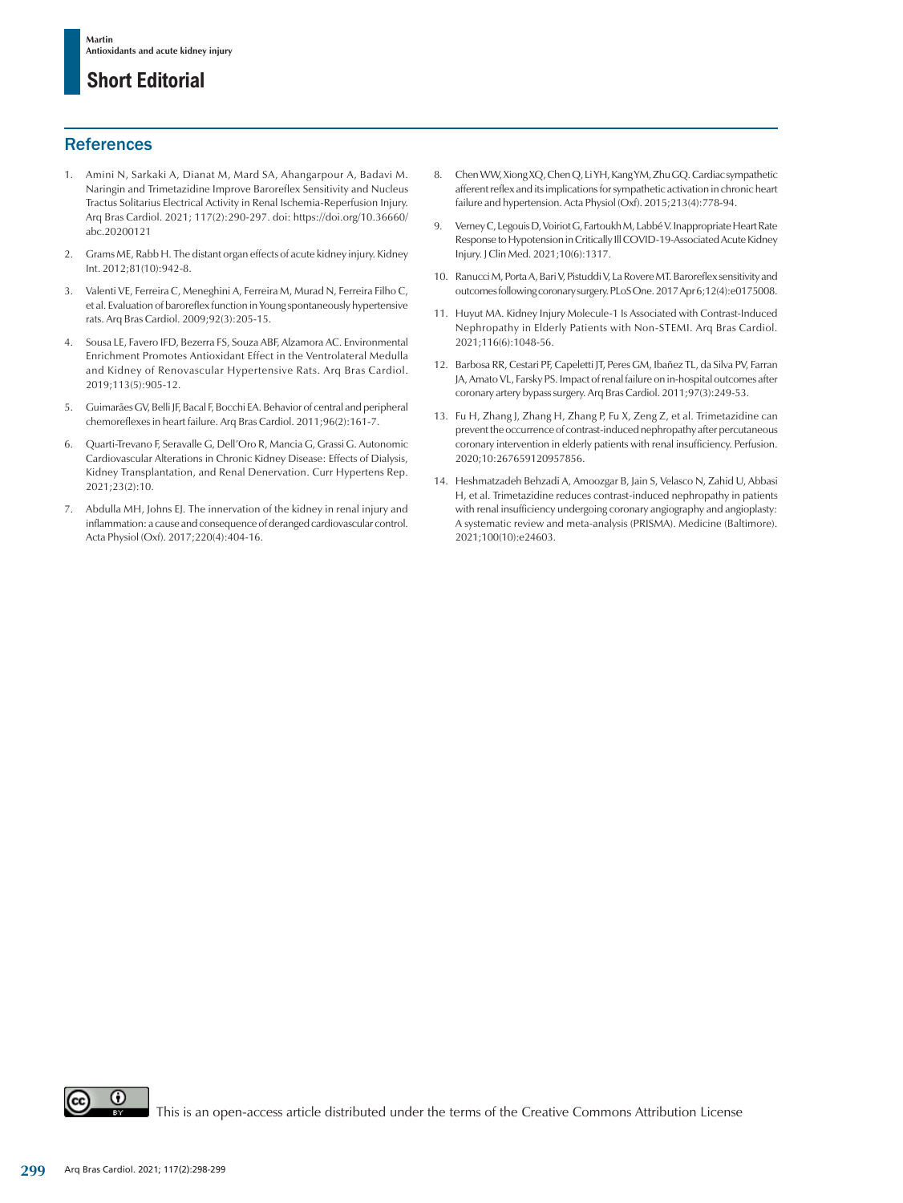## References

1. Amini N, Sarkaki A, Dianat M, Mard SA, Ahangarpour A, Badavi M. Naringin and Trimetazidine Improve Baroreflex Sensitivity and Nucleus Tractus Solitarius Electrical Activity in Renal Ischemia-Reperfusion Injury. Arq Bras Cardiol. 2021; 117(2):290-297. doi: https://doi.org/10.36660/abc.20200121

2. Grams ME, Rabb H. The distant organ effects of acute kidney injury. Kidney Int. 2012;81(10):942-8.

3. Valenti VE, Ferreira C, Meneghini A, Ferreira M, Murad N, Ferreira Filho C, et al. Evaluation of baroreflex function in Young spontaneously hypertensive rats. Arq Bras Cardiol. 2009;92(3):205-15.

4. Sousa LE, Favero IFD, Bezerra FS, Souza ABF, Alzamora AC. Environmental Enrichment Promotes Antioxidant Effect in the Ventrolateral Medulla and Kidney of Renovascular Hypertensive Rats. Arq Bras Cardiol. 2019;113(5):905-12.

5. Guimarães GV, Belli JF, Bacal F, Bocchi EA. Behavior of central and peripheral chemoreflexes in heart failure. Arq Bras Cardiol. 2011;96(2):161-7.

6. Quarti-Trevano F, Seravalle G, Dell'Oro R, Mancia G, Grassi G. Autonomic Cardiovascular Alterations in Chronic Kidney Disease: Effects of Dialysis, Kidney Transplantation, and Renal Denervation. Curr Hypertens Rep. 2021;23(2):10.

7. Abdulla MH, Johns EJ. The innervation of the kidney in renal injury and inflammation: a cause and consequence of deranged cardiovascular control. Acta Physiol (Oxf). 2017;220(4):404-16.

8. Chen WW, Xiong XQ, Chen Q, Li YH, Kang YM, Zhu GQ. Cardiac sympathetic afferent reflex and its implications for sympathetic activation in chronic heart failure and hypertension. Acta Physiol (Oxf). 2015;213(4):778-94.

9. Verney C, Legouis D, Voiriot G, Fartoukh M, Labbé V. Inappropriate Heart Rate Response to Hypotension in Critically Ill COVID-19-Associated Acute Kidney Injury. J Clin Med. 2021;10(6):1317.

10. Ranucci M, Porta A, Bari V, Pistuddi V, La Rovere MT. Baroreflex sensitivity and outcomes following coronary surgery. PLoS One. 2017 Apr 6;12(4):e0175008.

11. Huyut MA. Kidney Injury Molecule-1 Is Associated with Contrast-Induced Nephropathy in Elderly Patients with Non-STEMI. Arq Bras Cardiol. 2021;116(6):1048-56.

12. Barbosa RR, Cestari PF, Capeletti JT, Peres GM, Ibañez TL, da Silva PV, Farran JA, Amato VL, Farsky PS. Impact of renal failure on in-hospital outcomes after coronary artery bypass surgery. Arq Bras Cardiol. 2011;97(3):249-53.

13. Fu H, Zhang J, Zhang H, Zhang P, Fu X, Zeng Z, et al. Trimetazidine can prevent the occurrence of contrast-induced nephropathy after percutaneous coronary intervention in elderly patients with renal insufficiency. Perfusion. 2020;10:267659120957856.

14. Heshmatzadeh Behzadi A, Amoozgar B, Jain S, Velasco N, Zahid U, Abbasi H, et al. Trimetazidine reduces contrast-induced nephropathy in patients with renal insufficiency undergoing coronary angiography and angioplasty: A systematic review and meta-analysis (PRISMA). Medicine (Baltimore). 2021;100(10):e24603.

This is an open-access article distributed under the terms of the Creative Commons Attribution License